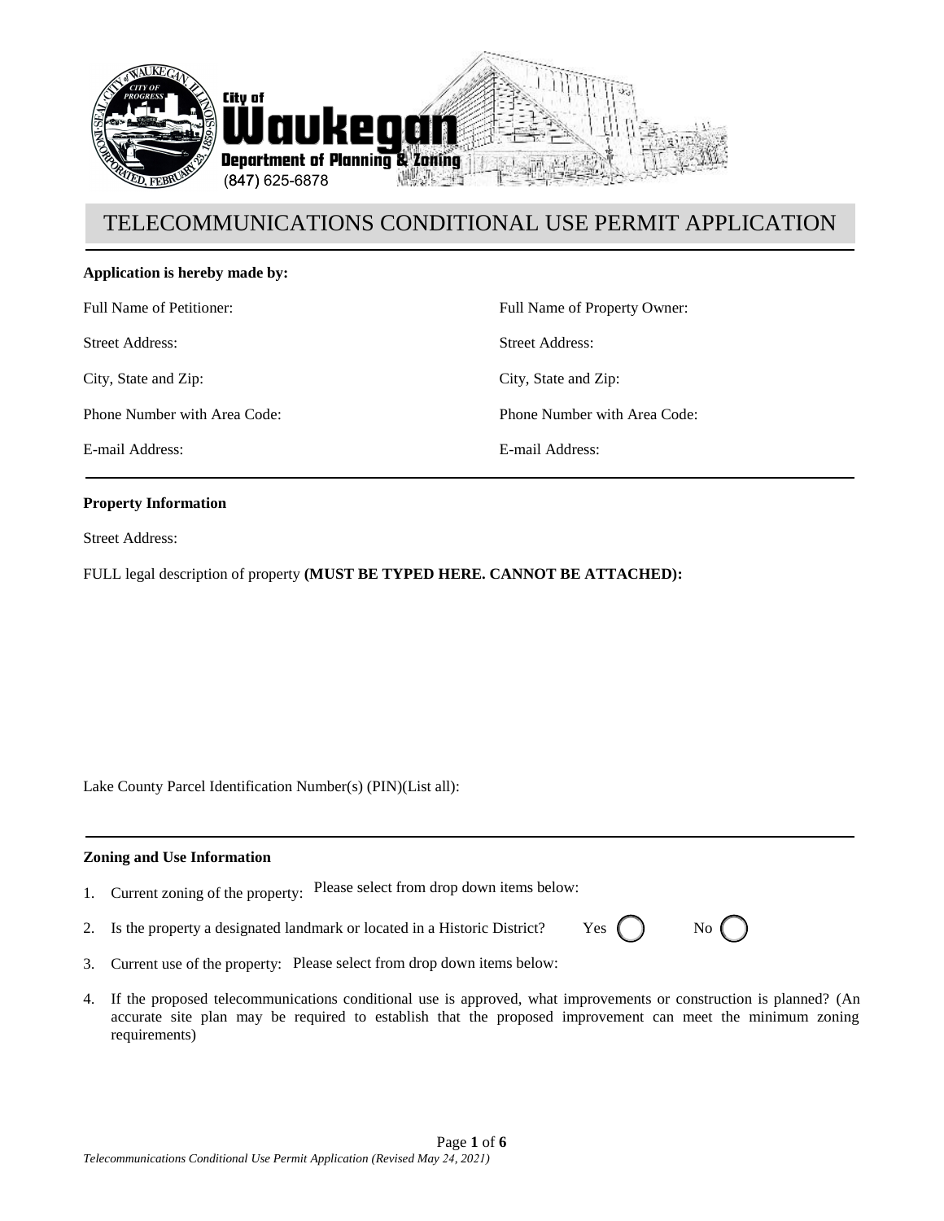City of Waukegan
Department of Planning & Zoning
(847) 625-6878

# TELECOMMUNICATIONS CONDITIONAL USE PERMIT APPLICATION

**Application is hereby made by:**

Full Name of Petitioner:

Street Address:

City, State and Zip:

Phone Number with Area Code:

E-mail Address:

Full Name of Property Owner:

Street Address:

City, State and Zip:

Phone Number with Area Code:

E-mail Address:

**Property Information**

Street Address:

FULL legal description of property **(MUST BE TYPED HERE. CANNOT BE ATTACHED):**

Lake County Parcel Identification Number(s) (PIN)(List all):

**Zoning and Use Information**

1. Current zoning of the property: Please select from drop down items below:
2. Is the property a designated landmark or located in a Historic District? Yes ◯ No ◯
3. Current use of the property: Please select from drop down items below:
4. If the proposed telecommunications conditional use is approved, what improvements or construction is planned? (An accurate site plan may be required to establish that the proposed improvement can meet the minimum zoning requirements)

*Telecommunications Conditional Use Permit Application (Revised May 24, 2021)*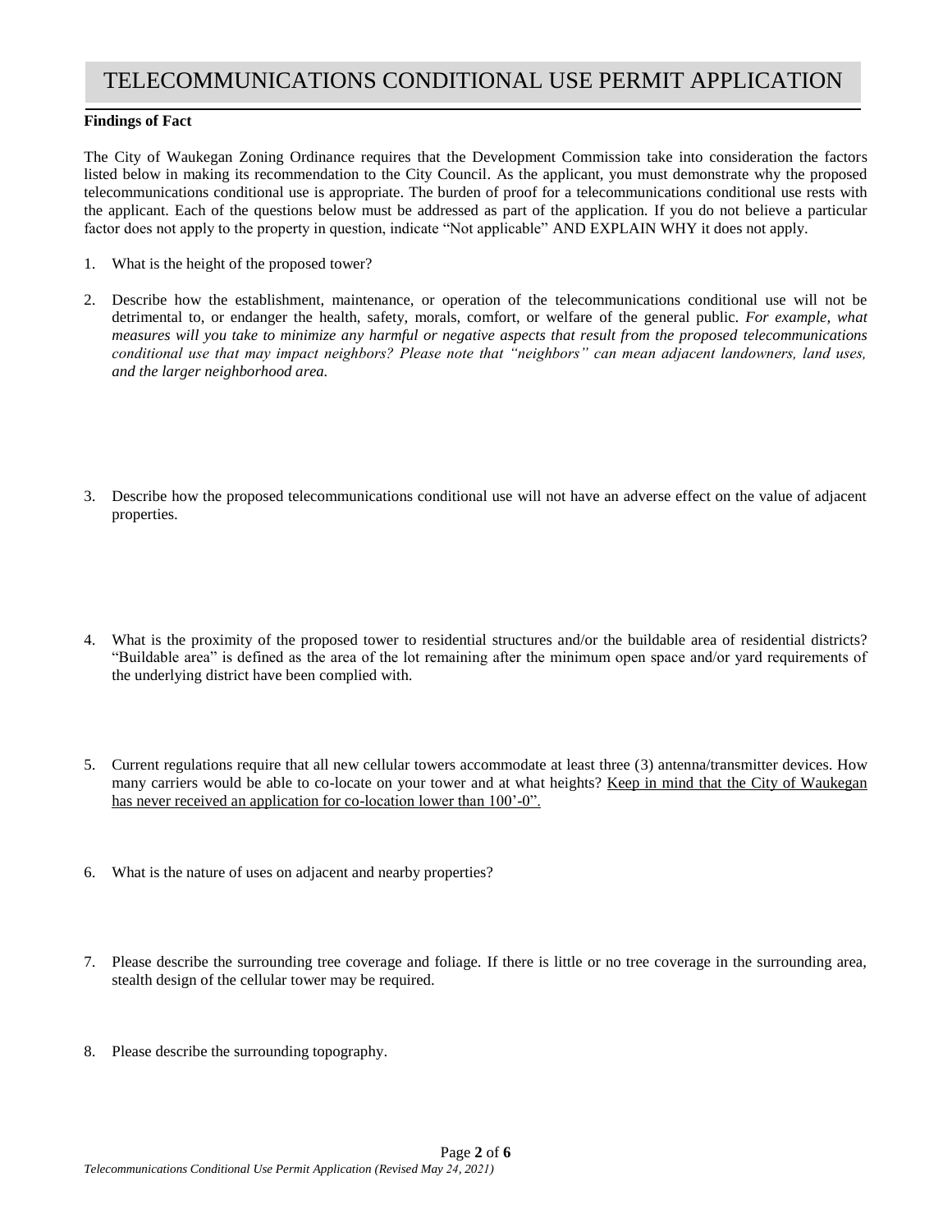# TELECOMMUNICATIONS CONDITIONAL USE PERMIT APPLICATION

**Findings of Fact**

The City of Waukegan Zoning Ordinance requires that the Development Commission take into consideration the factors listed below in making its recommendation to the City Council. As the applicant, you must demonstrate why the proposed telecommunications conditional use is appropriate. The burden of proof for a telecommunications conditional use rests with the applicant. Each of the questions below must be addressed as part of the application. If you do not believe a particular factor does not apply to the property in question, indicate "Not applicable" AND EXPLAIN WHY it does not apply.

1. What is the height of the proposed tower?

2. Describe how the establishment, maintenance, or operation of the telecommunications conditional use will not be detrimental to, or endanger the health, safety, morals, comfort, or welfare of the general public. *For example, what measures will you take to minimize any harmful or negative aspects that result from the proposed telecommunications conditional use that may impact neighbors? Please note that "neighbors" can mean adjacent landowners, land uses, and the larger neighborhood area.*

3. Describe how the proposed telecommunications conditional use will not have an adverse effect on the value of adjacent properties.

4. What is the proximity of the proposed tower to residential structures and/or the buildable area of residential districts? "Buildable area" is defined as the area of the lot remaining after the minimum open space and/or yard requirements of the underlying district have been complied with.

5. Current regulations require that all new cellular towers accommodate at least three (3) antenna/transmitter devices. How many carriers would be able to co-locate on your tower and at what heights? <u>Keep in mind that the City of Waukegan has never received an application for co-location lower than 100'-0".</u>

6. What is the nature of uses on adjacent and nearby properties?

7. Please describe the surrounding tree coverage and foliage. If there is little or no tree coverage in the surrounding area, stealth design of the cellular tower may be required.

8. Please describe the surrounding topography.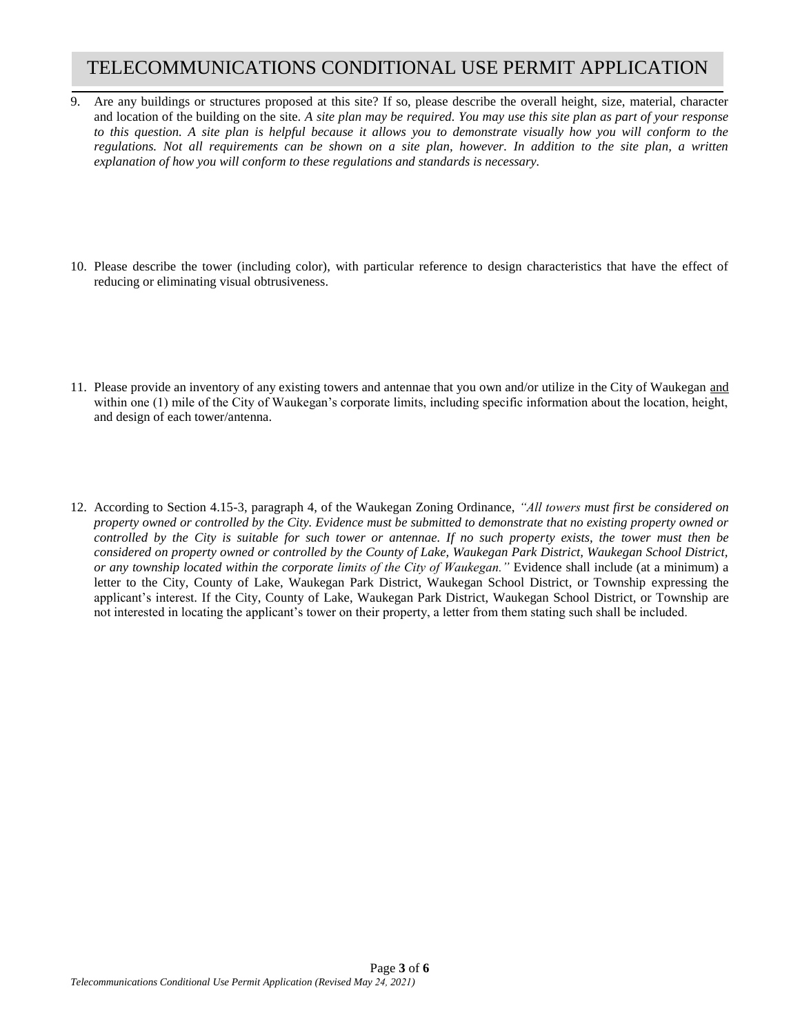# TELECOMMUNICATIONS CONDITIONAL USE PERMIT APPLICATION

9. Are any buildings or structures proposed at this site? If so, please describe the overall height, size, material, character and location of the building on the site. *A site plan may be required. You may use this site plan as part of your response to this question. A site plan is helpful because it allows you to demonstrate visually how you will conform to the regulations. Not all requirements can be shown on a site plan, however. In addition to the site plan, a written explanation of how you will conform to these regulations and standards is necessary.*

10. Please describe the tower (including color), with particular reference to design characteristics that have the effect of reducing or eliminating visual obtrusiveness.

11. Please provide an inventory of any existing towers and antennae that you own and/or utilize in the City of Waukegan <u>and</u> within one (1) mile of the City of Waukegan's corporate limits, including specific information about the location, height, and design of each tower/antenna.

12. According to Section 4.15-3, paragraph 4, of the Waukegan Zoning Ordinance, *"All towers must first be considered on property owned or controlled by the City. Evidence must be submitted to demonstrate that no existing property owned or controlled by the City is suitable for such tower or antennae. If no such property exists, the tower must then be considered on property owned or controlled by the County of Lake, Waukegan Park District, Waukegan School District, or any township located within the corporate limits of the City of Waukegan."* Evidence shall include (at a minimum) a letter to the City, County of Lake, Waukegan Park District, Waukegan School District, or Township expressing the applicant's interest. If the City, County of Lake, Waukegan Park District, Waukegan School District, or Township are not interested in locating the applicant's tower on their property, a letter from them stating such shall be included.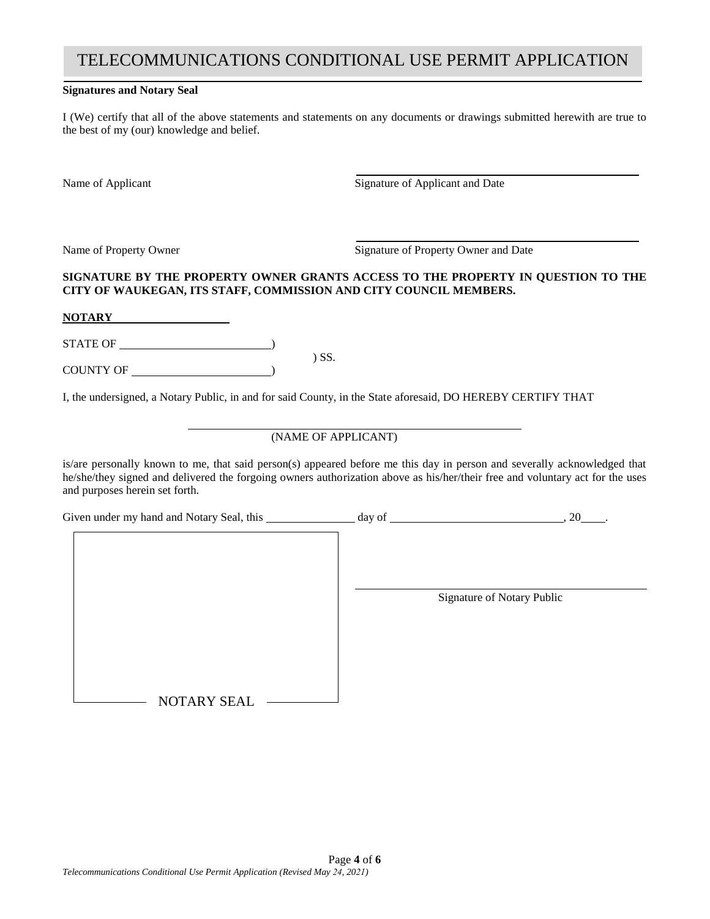# TELECOMMUNICATIONS CONDITIONAL USE PERMIT APPLICATION

**Signatures and Notary Seal**

I (We) certify that all of the above statements and statements on any documents or drawings submitted herewith are true to the best of my (our) knowledge and belief.

Name of Applicant ________________________ Signature of Applicant and Date

Name of Property Owner ________________________ Signature of Property Owner and Date

**SIGNATURE BY THE PROPERTY OWNER GRANTS ACCESS TO THE PROPERTY IN QUESTION TO THE CITY OF WAUKEGAN, ITS STAFF, COMMISSION AND CITY COUNCIL MEMBERS.**

**NOTARY**

STATE OF ________________________)
) SS.
COUNTY OF ________________________)

I, the undersigned, a Notary Public, in and for said County, in the State aforesaid, DO HEREBY CERTIFY THAT

________________________________________
(NAME OF APPLICANT)

is/are personally known to me, that said person(s) appeared before me this day in person and severally acknowledged that he/she/they signed and delivered the forgoing owners authorization above as his/her/their free and voluntary act for the uses and purposes herein set forth.

Given under my hand and Notary Seal, this ____________ day of ________________________, 20____.

________________________________________
Signature of Notary Public

NOTARY SEAL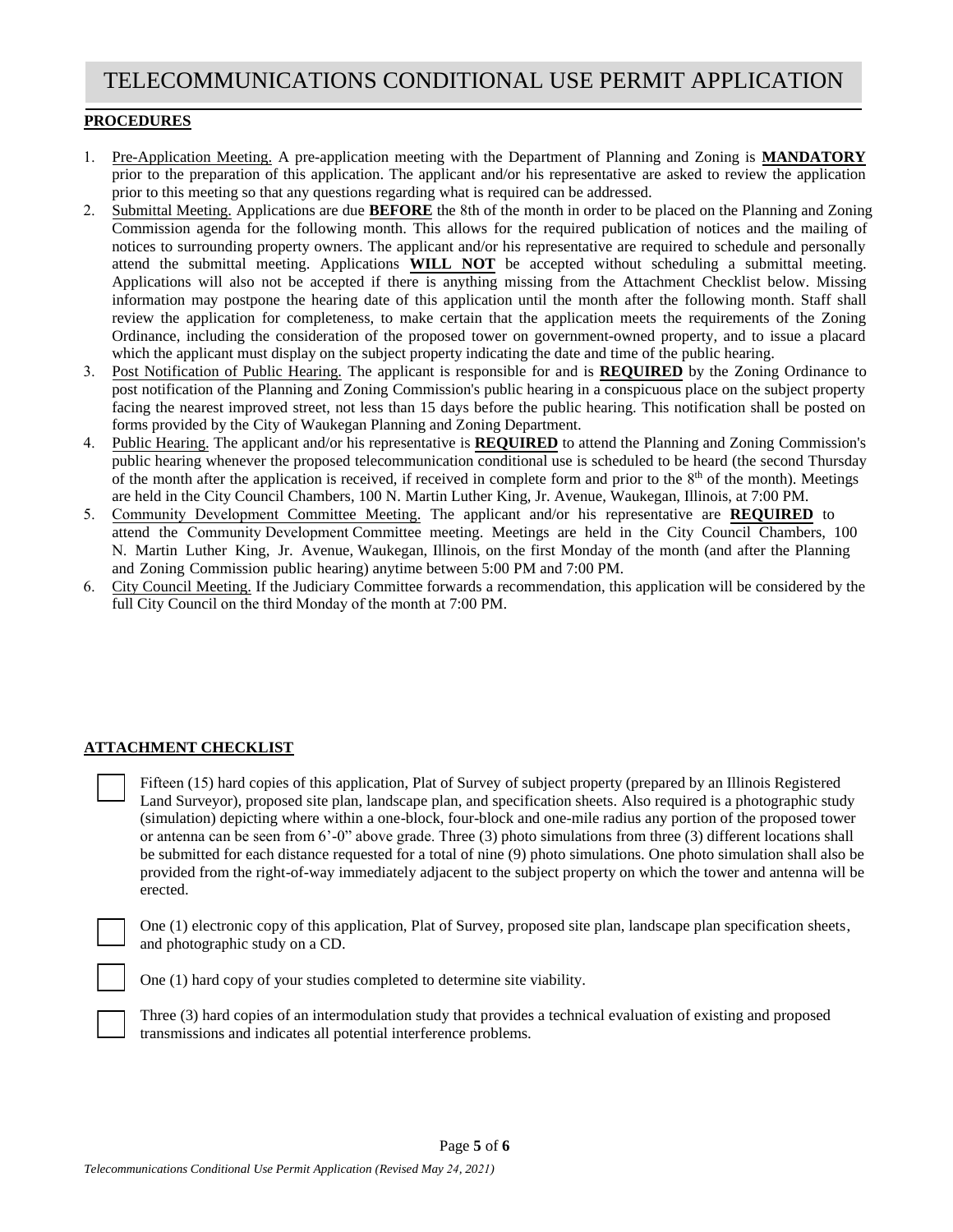# TELECOMMUNICATIONS CONDITIONAL USE PERMIT APPLICATION

## PROCEDURES

1. Pre-Application Meeting. A pre-application meeting with the Department of Planning and Zoning is **MANDATORY** prior to the preparation of this application. The applicant and/or his representative are asked to review the application prior to this meeting so that any questions regarding what is required can be addressed.
2. Submittal Meeting. Applications are due **BEFORE** the 8th of the month in order to be placed on the Planning and Zoning Commission agenda for the following month. This allows for the required publication of notices and the mailing of notices to surrounding property owners. The applicant and/or his representative are required to schedule and personally attend the submittal meeting. Applications **WILL NOT** be accepted without scheduling a submittal meeting. Applications will also not be accepted if there is anything missing from the Attachment Checklist below. Missing information may postpone the hearing date of this application until the month after the following month. Staff shall review the application for completeness, to make certain that the application meets the requirements of the Zoning Ordinance, including the consideration of the proposed tower on government-owned property, and to issue a placard which the applicant must display on the subject property indicating the date and time of the public hearing.
3. Post Notification of Public Hearing. The applicant is responsible for and is **REQUIRED** by the Zoning Ordinance to post notification of the Planning and Zoning Commission's public hearing in a conspicuous place on the subject property facing the nearest improved street, not less than 15 days before the public hearing. This notification shall be posted on forms provided by the City of Waukegan Planning and Zoning Department.
4. Public Hearing. The applicant and/or his representative is **REQUIRED** to attend the Planning and Zoning Commission's public hearing whenever the proposed telecommunication conditional use is scheduled to be heard (the second Thursday of the month after the application is received, if received in complete form and prior to the 8th of the month). Meetings are held in the City Council Chambers, 100 N. Martin Luther King, Jr. Avenue, Waukegan, Illinois, at 7:00 PM.
5. Community Development Committee Meeting. The applicant and/or his representative are **REQUIRED** to attend the Community Development Committee meeting. Meetings are held in the City Council Chambers, 100 N. Martin Luther King, Jr. Avenue, Waukegan, Illinois, on the first Monday of the month (and after the Planning and Zoning Commission public hearing) anytime between 5:00 PM and 7:00 PM.
6. City Council Meeting. If the Judiciary Committee forwards a recommendation, this application will be considered by the full City Council on the third Monday of the month at 7:00 PM.

## ATTACHMENT CHECKLIST

- ☐ Fifteen (15) hard copies of this application, Plat of Survey of subject property (prepared by an Illinois Registered Land Surveyor), proposed site plan, landscape plan, and specification sheets. Also required is a photographic study (simulation) depicting where within a one-block, four-block and one-mile radius any portion of the proposed tower or antenna can be seen from 6'-0" above grade. Three (3) photo simulations from three (3) different locations shall be submitted for each distance requested for a total of nine (9) photo simulations. One photo simulation shall also be provided from the right-of-way immediately adjacent to the subject property on which the tower and antenna will be erected.
- ☐ One (1) electronic copy of this application, Plat of Survey, proposed site plan, landscape plan specification sheets, and photographic study on a CD.
- ☐ One (1) hard copy of your studies completed to determine site viability.
- ☐ Three (3) hard copies of an intermodulation study that provides a technical evaluation of existing and proposed transmissions and indicates all potential interference problems.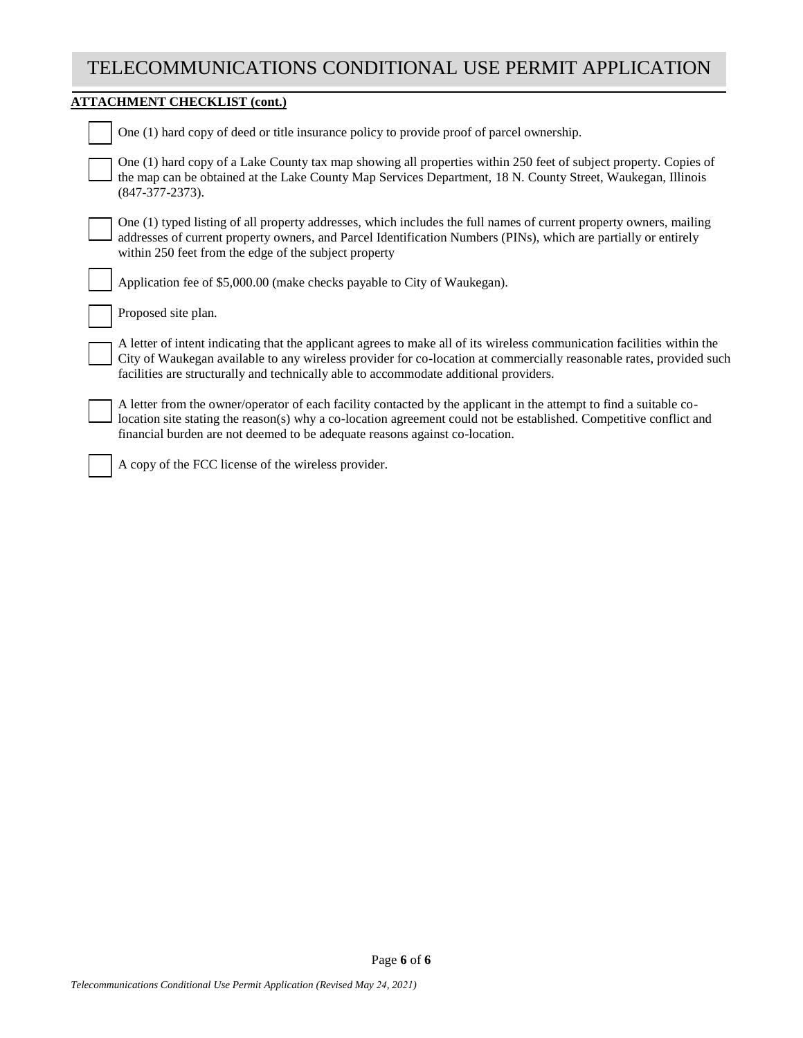# TELECOMMUNICATIONS CONDITIONAL USE PERMIT APPLICATION

**ATTACHMENT CHECKLIST (cont.)**

- [ ] One (1) hard copy of deed or title insurance policy to provide proof of parcel ownership.
- [ ] One (1) hard copy of a Lake County tax map showing all properties within 250 feet of subject property. Copies of the map can be obtained at the Lake County Map Services Department, 18 N. County Street, Waukegan, Illinois (847-377-2373).
- [ ] One (1) typed listing of all property addresses, which includes the full names of current property owners, mailing addresses of current property owners, and Parcel Identification Numbers (PINs), which are partially or entirely within 250 feet from the edge of the subject property
- [ ] Application fee of $5,000.00 (make checks payable to City of Waukegan).
- [ ] Proposed site plan.
- [ ] A letter of intent indicating that the applicant agrees to make all of its wireless communication facilities within the City of Waukegan available to any wireless provider for co-location at commercially reasonable rates, provided such facilities are structurally and technically able to accommodate additional providers.
- [ ] A letter from the owner/operator of each facility contacted by the applicant in the attempt to find a suitable co-location site stating the reason(s) why a co-location agreement could not be established. Competitive conflict and financial burden are not deemed to be adequate reasons against co-location.
- [ ] A copy of the FCC license of the wireless provider.